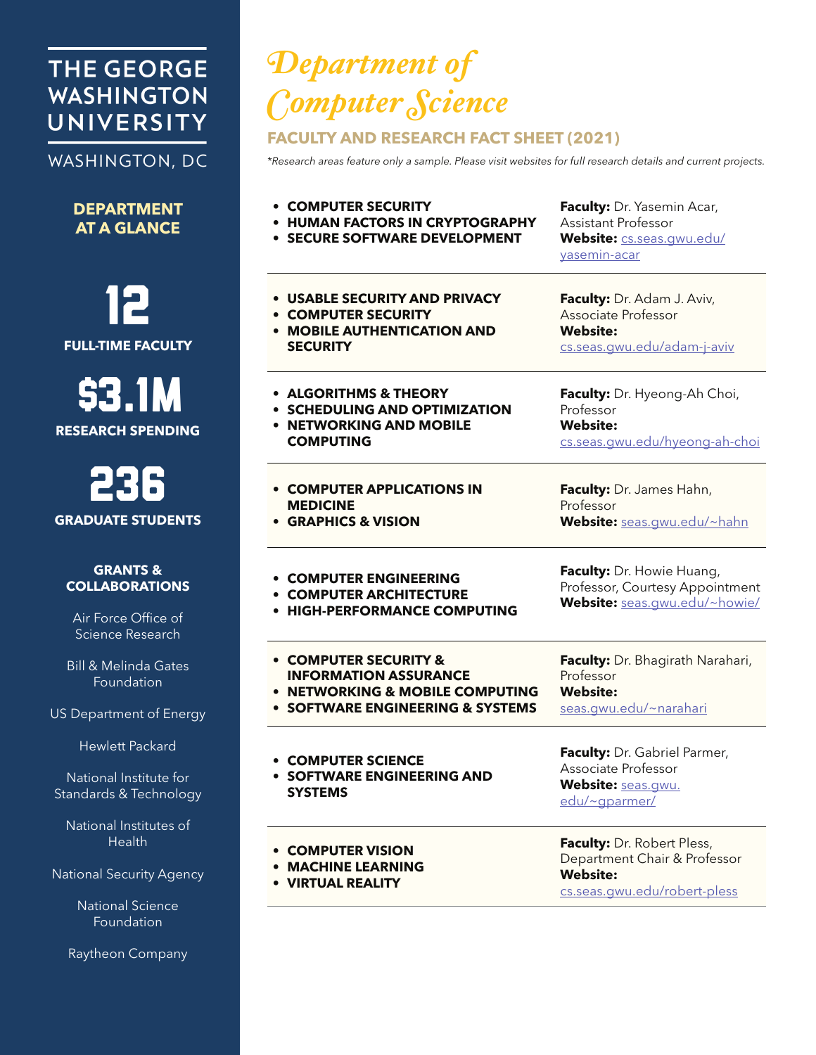# THE GEORGE WASHINGTON UNIVERSITY

WASHINGTON, DC

## DEPARTMENT AT A GLANCE

**12**
**FULL-TIME FACULTY**

**$3.1M**
**RESEARCH SPENDING**

**236**
**GRADUATE STUDENTS**

### GRANTS & COLLABORATIONS

Air Force Office of Science Research

Bill & Melinda Gates Foundation

US Department of Energy

Hewlett Packard

National Institute for Standards & Technology

National Institutes of Health

National Security Agency

National Science Foundation

Raytheon Company

# *Department of Computer Science*

## FACULTY AND RESEARCH FACT SHEET (2021)

*\*Research areas feature only a sample. Please visit websites for full research details and current projects.*

| Research Areas | Faculty |
|---|---|
| • **COMPUTER SECURITY**<br>• **HUMAN FACTORS IN CRYPTOGRAPHY**<br>• **SECURE SOFTWARE DEVELOPMENT** | **Faculty:** Dr. Yasemin Acar, Assistant Professor<br>**Website:** cs.seas.gwu.edu/yasemin-acar |
| • **USABLE SECURITY AND PRIVACY**<br>• **COMPUTER SECURITY**<br>• **MOBILE AUTHENTICATION AND SECURITY** | **Faculty:** Dr. Adam J. Aviv, Associate Professor<br>**Website:** cs.seas.gwu.edu/adam-j-aviv |
| • **ALGORITHMS & THEORY**<br>• **SCHEDULING AND OPTIMIZATION**<br>• **NETWORKING AND MOBILE COMPUTING** | **Faculty:** Dr. Hyeong-Ah Choi, Professor<br>**Website:** cs.seas.gwu.edu/hyeong-ah-choi |
| • **COMPUTER APPLICATIONS IN MEDICINE**<br>• **GRAPHICS & VISION** | **Faculty:** Dr. James Hahn, Professor<br>**Website:** seas.gwu.edu/~hahn |
| • **COMPUTER ENGINEERING**<br>• **COMPUTER ARCHITECTURE**<br>• **HIGH-PERFORMANCE COMPUTING** | **Faculty:** Dr. Howie Huang, Professor, Courtesy Appointment<br>**Website:** seas.gwu.edu/~howie/ |
| • **COMPUTER SECURITY & INFORMATION ASSURANCE**<br>• **NETWORKING & MOBILE COMPUTING**<br>• **SOFTWARE ENGINEERING & SYSTEMS** | **Faculty:** Dr. Bhagirath Narahari, Professor<br>**Website:** seas.gwu.edu/~narahari |
| • **COMPUTER SCIENCE**<br>• **SOFTWARE ENGINEERING AND SYSTEMS** | **Faculty:** Dr. Gabriel Parmer, Associate Professor<br>**Website:** seas.gwu.edu/~gparmer/ |
| • **COMPUTER VISION**<br>• **MACHINE LEARNING**<br>• **VIRTUAL REALITY** | **Faculty:** Dr. Robert Pless, Department Chair & Professor<br>**Website:** cs.seas.gwu.edu/robert-pless |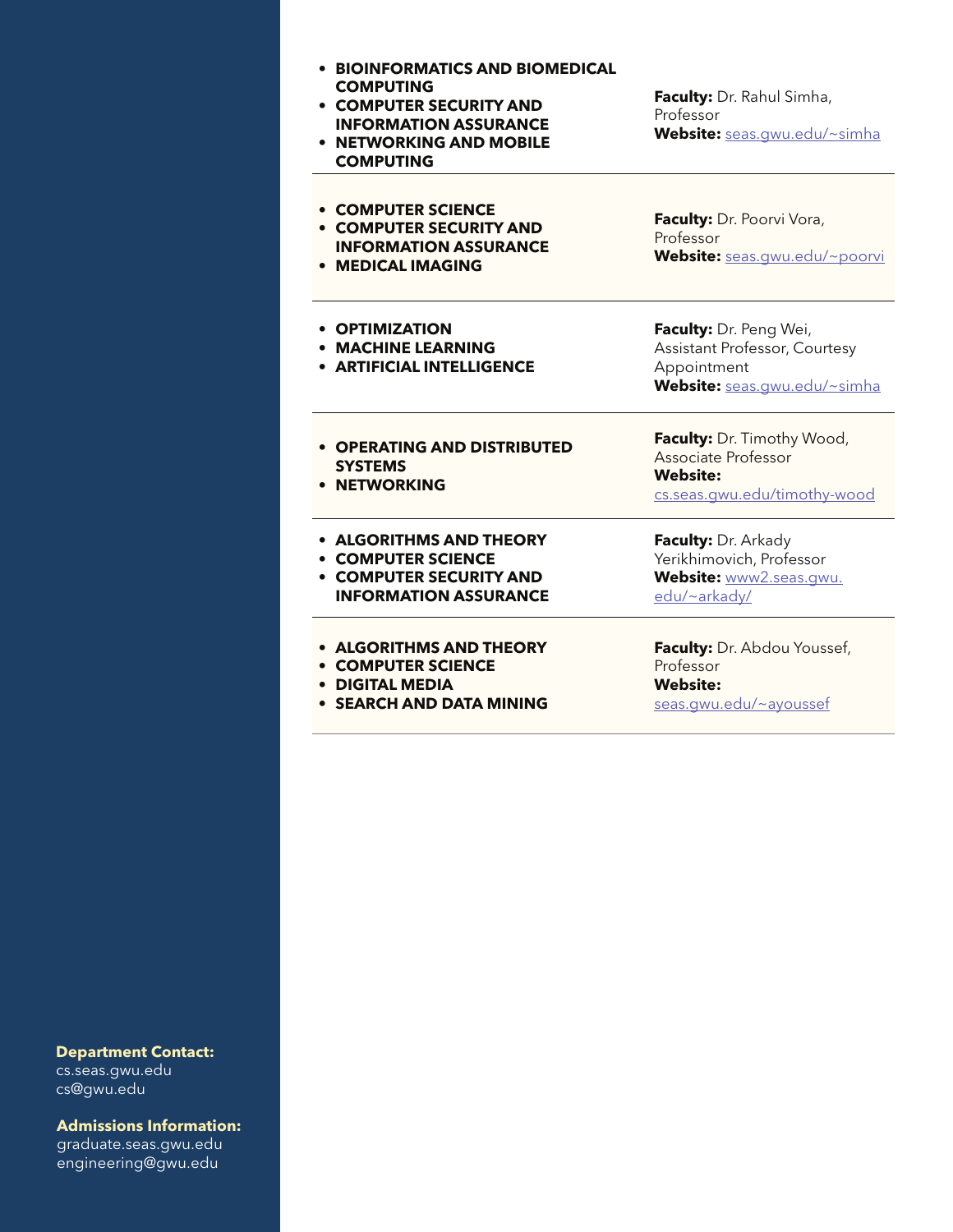| | |
|---|---|
| • **BIOINFORMATICS AND BIOMEDICAL COMPUTING**<br>• **COMPUTER SECURITY AND INFORMATION ASSURANCE**<br>• **NETWORKING AND MOBILE COMPUTING** | **Faculty:** Dr. Rahul Simha, Professor<br>**Website:** seas.gwu.edu/~simha |
| • **COMPUTER SCIENCE**<br>• **COMPUTER SECURITY AND INFORMATION ASSURANCE**<br>• **MEDICAL IMAGING** | **Faculty:** Dr. Poorvi Vora, Professor<br>**Website:** seas.gwu.edu/~poorvi |
| • **OPTIMIZATION**<br>• **MACHINE LEARNING**<br>• **ARTIFICIAL INTELLIGENCE** | **Faculty:** Dr. Peng Wei, Assistant Professor, Courtesy Appointment<br>**Website:** seas.gwu.edu/~simha |
| • **OPERATING AND DISTRIBUTED SYSTEMS**<br>• **NETWORKING** | **Faculty:** Dr. Timothy Wood, Associate Professor<br>**Website:** cs.seas.gwu.edu/timothy-wood |
| • **ALGORITHMS AND THEORY**<br>• **COMPUTER SCIENCE**<br>• **COMPUTER SECURITY AND INFORMATION ASSURANCE** | **Faculty:** Dr. Arkady Yerikhimovich, Professor<br>**Website:** www2.seas.gwu.edu/~arkady/ |
| • **ALGORITHMS AND THEORY**<br>• **COMPUTER SCIENCE**<br>• **DIGITAL MEDIA**<br>• **SEARCH AND DATA MINING** | **Faculty:** Dr. Abdou Youssef, Professor<br>**Website:** seas.gwu.edu/~ayoussef |

**Department Contact:**
cs.seas.gwu.edu
cs@gwu.edu

**Admissions Information:**
graduate.seas.gwu.edu
engineering@gwu.edu